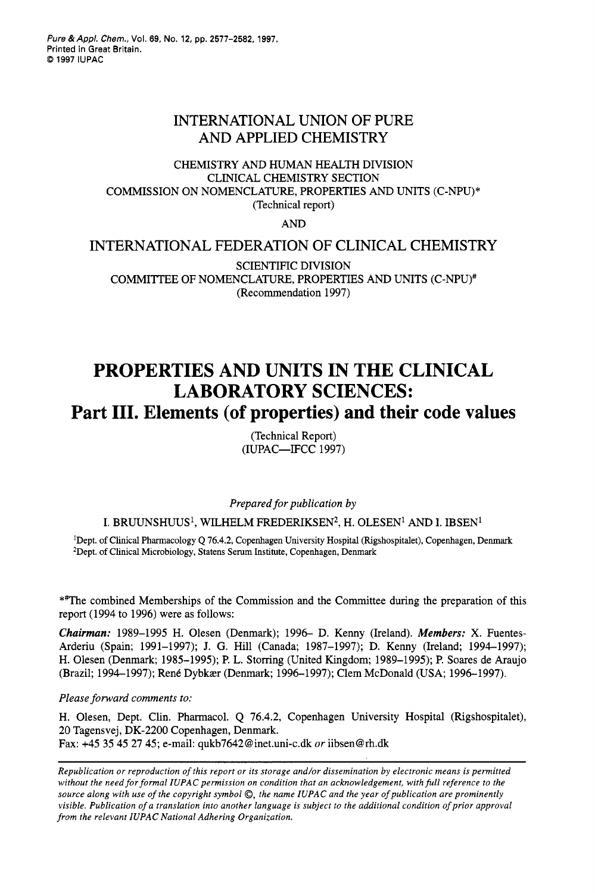# INTERNATIONAL UNION OF PURE AND APPLIED CHEMISTRY

CHEMISTRY AND HUMAN HEALTH DIVISION
CLINICAL CHEMISTRY SECTION
COMMISSION ON NOMENCLATURE, PROPERTIES AND UNITS (C-NPU)*
(Technical report)

AND

# INTERNATIONAL FEDERATION OF CLINICAL CHEMISTRY

SCIENTIFIC DIVISION
COMMITTEE OF NOMENCLATURE, PROPERTIES AND UNITS (C-NPU)#
(Recommendation 1997)

# PROPERTIES AND UNITS IN THE CLINICAL LABORATORY SCIENCES:

## Part III. Elements (of properties) and their code values

(Technical Report)
(IUPAC—IFCC 1997)

*Prepared for publication by*

I. BRUUNSHUUS[1], WILHELM FREDERIKSEN[2], H. OLESEN[1] AND I. IBSEN[1]

[1]Dept. of Clinical Pharmacology Q 76.4.2, Copenhagen University Hospital (Rigshospitalet), Copenhagen, Denmark
[2]Dept. of Clinical Microbiology, Statens Serum Institute, Copenhagen, Denmark

*#The combined Memberships of the Commission and the Committee during the preparation of this report (1994 to 1996) were as follows:

***Chairman:*** 1989–1995 H. Olesen (Denmark); 1996– D. Kenny (Ireland). ***Members:*** X. Fuentes-Arderiu (Spain; 1991–1997); J. G. Hill (Canada; 1987–1997); D. Kenny (Ireland; 1994–1997); H. Olesen (Denmark; 1985–1995); P. L. Storring (United Kingdom; 1989–1995); P. Soares de Araujo (Brazil; 1994–1997); René Dybkær (Denmark; 1996–1997); Clem McDonald (USA; 1996–1997).

*Please forward comments to:*

H. Olesen, Dept. Clin. Pharmacol. Q 76.4.2, Copenhagen University Hospital (Rigshospitalet), 20 Tagensvej, DK-2200 Copenhagen, Denmark.
Fax: +45 35 45 27 45; e-mail: qukb7642@inet.uni-c.dk *or* iibsen@rh.dk

*Republication or reproduction of this report or its storage and/or dissemination by electronic means is permitted without the need for formal IUPAC permission on condition that an acknowledgement, with full reference to the source along with use of the copyright symbol ©, the name IUPAC and the year of publication are prominently visible. Publication of a translation into another language is subject to the additional condition of prior approval from the relevant IUPAC National Adhering Organization.*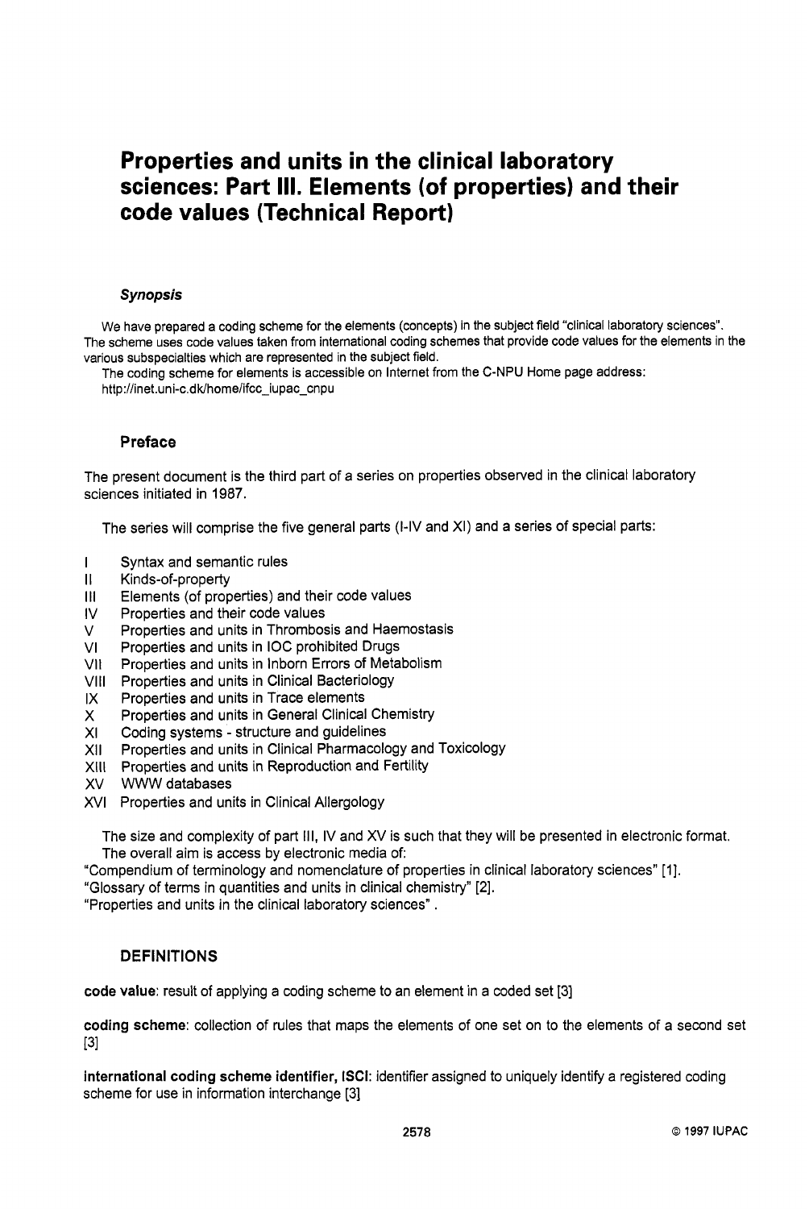# Properties and units in the clinical laboratory sciences: Part III. Elements (of properties) and their code values (Technical Report)

### *Synopsis*

We have prepared a coding scheme for the elements (concepts) in the subject field "clinical laboratory sciences". The scheme uses code values taken from international coding schemes that provide code values for the elements in the various subspecialties which are represented in the subject field.

The coding scheme for elements is accessible on Internet from the C-NPU Home page address: http://inet.uni-c.dk/home/ifcc_iupac_cnpu

### Preface

The present document is the third part of a series on properties observed in the clinical laboratory sciences initiated in 1987.

The series will comprise the five general parts (I-IV and XI) and a series of special parts:

- I Syntax and semantic rules
- II Kinds-of-property
- III Elements (of properties) and their code values
- IV Properties and their code values
- V Properties and units in Thrombosis and Haemostasis
- VI Properties and units in IOC prohibited Drugs
- VII Properties and units in Inborn Errors of Metabolism
- VIII Properties and units in Clinical Bacteriology
- IX Properties and units in Trace elements
- X Properties and units in General Clinical Chemistry
- XI Coding systems - structure and guidelines
- XII Properties and units in Clinical Pharmacology and Toxicology
- XIII Properties and units in Reproduction and Fertility
- XV WWW databases
- XVI Properties and units in Clinical Allergology

The size and complexity of part III, IV and XV is such that they will be presented in electronic format. The overall aim is access by electronic media of:

"Compendium of terminology and nomenclature of properties in clinical laboratory sciences" [1].

"Glossary of terms in quantities and units in clinical chemistry" [2].

"Properties and units in the clinical laboratory sciences".

### DEFINITIONS

**code value**: result of applying a coding scheme to an element in a coded set [3]

**coding scheme**: collection of rules that maps the elements of one set on to the elements of a second set [3]

**international coding scheme identifier, ISCI**: identifier assigned to uniquely identify a registered coding scheme for use in information interchange [3]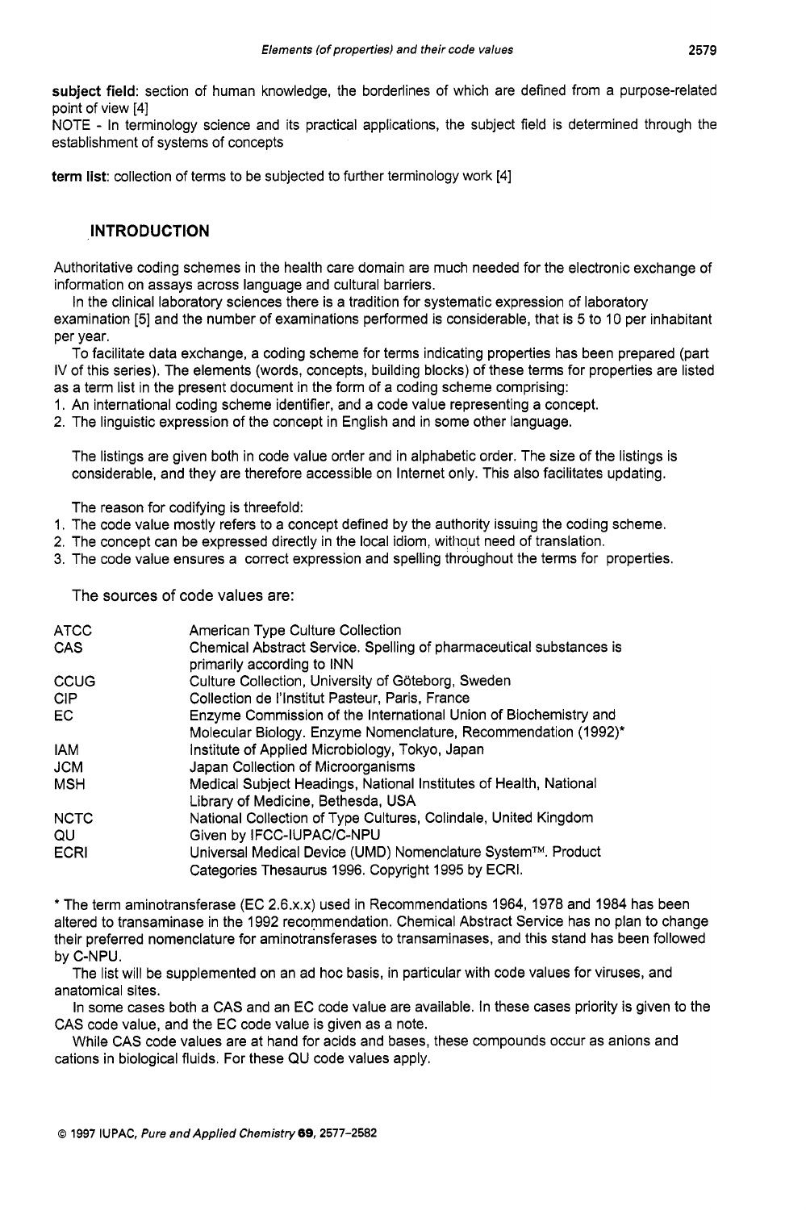**subject field**: section of human knowledge, the borderlines of which are defined from a purpose-related point of view [4]

NOTE - In terminology science and its practical applications, the subject field is determined through the establishment of systems of concepts

**term list**: collection of terms to be subjected to further terminology work [4]

## INTRODUCTION

Authoritative coding schemes in the health care domain are much needed for the electronic exchange of information on assays across language and cultural barriers.

In the clinical laboratory sciences there is a tradition for systematic expression of laboratory examination [5] and the number of examinations performed is considerable, that is 5 to 10 per inhabitant per year.

To facilitate data exchange, a coding scheme for terms indicating properties has been prepared (part IV of this series). The elements (words, concepts, building blocks) of these terms for properties are listed as a term list in the present document in the form of a coding scheme comprising:

1. An international coding scheme identifier, and a code value representing a concept.
2. The linguistic expression of the concept in English and in some other language.

The listings are given both in code value order and in alphabetic order. The size of the listings is considerable, and they are therefore accessible on Internet only. This also facilitates updating.

The reason for codifying is threefold:

1. The code value mostly refers to a concept defined by the authority issuing the coding scheme.
2. The concept can be expressed directly in the local idiom, without need of translation.
3. The code value ensures a correct expression and spelling throughout the terms for properties.

The sources of code values are:

| | |
|---|---|
| ATCC | American Type Culture Collection |
| CAS | Chemical Abstract Service. Spelling of pharmaceutical substances is primarily according to INN |
| CCUG | Culture Collection, University of Göteborg, Sweden |
| CIP | Collection de l'Institut Pasteur, Paris, France |
| EC | Enzyme Commission of the International Union of Biochemistry and Molecular Biology. Enzyme Nomenclature, Recommendation (1992)* |
| IAM | Institute of Applied Microbiology, Tokyo, Japan |
| JCM | Japan Collection of Microorganisms |
| MSH | Medical Subject Headings, National Institutes of Health, National Library of Medicine, Bethesda, USA |
| NCTC | National Collection of Type Cultures, Colindale, United Kingdom |
| QU | Given by IFCC-IUPAC/C-NPU |
| ECRI | Universal Medical Device (UMD) Nomenclature System™. Product Categories Thesaurus 1996. Copyright 1995 by ECRI. |

* The term aminotransferase (EC 2.6.x.x) used in Recommendations 1964, 1978 and 1984 has been altered to transaminase in the 1992 recommendation. Chemical Abstract Service has no plan to change their preferred nomenclature for aminotransferases to transaminases, and this stand has been followed by C-NPU.

The list will be supplemented on an ad hoc basis, in particular with code values for viruses, and anatomical sites.

In some cases both a CAS and an EC code value are available. In these cases priority is given to the CAS code value, and the EC code value is given as a note.

While CAS code values are at hand for acids and bases, these compounds occur as anions and cations in biological fluids. For these QU code values apply.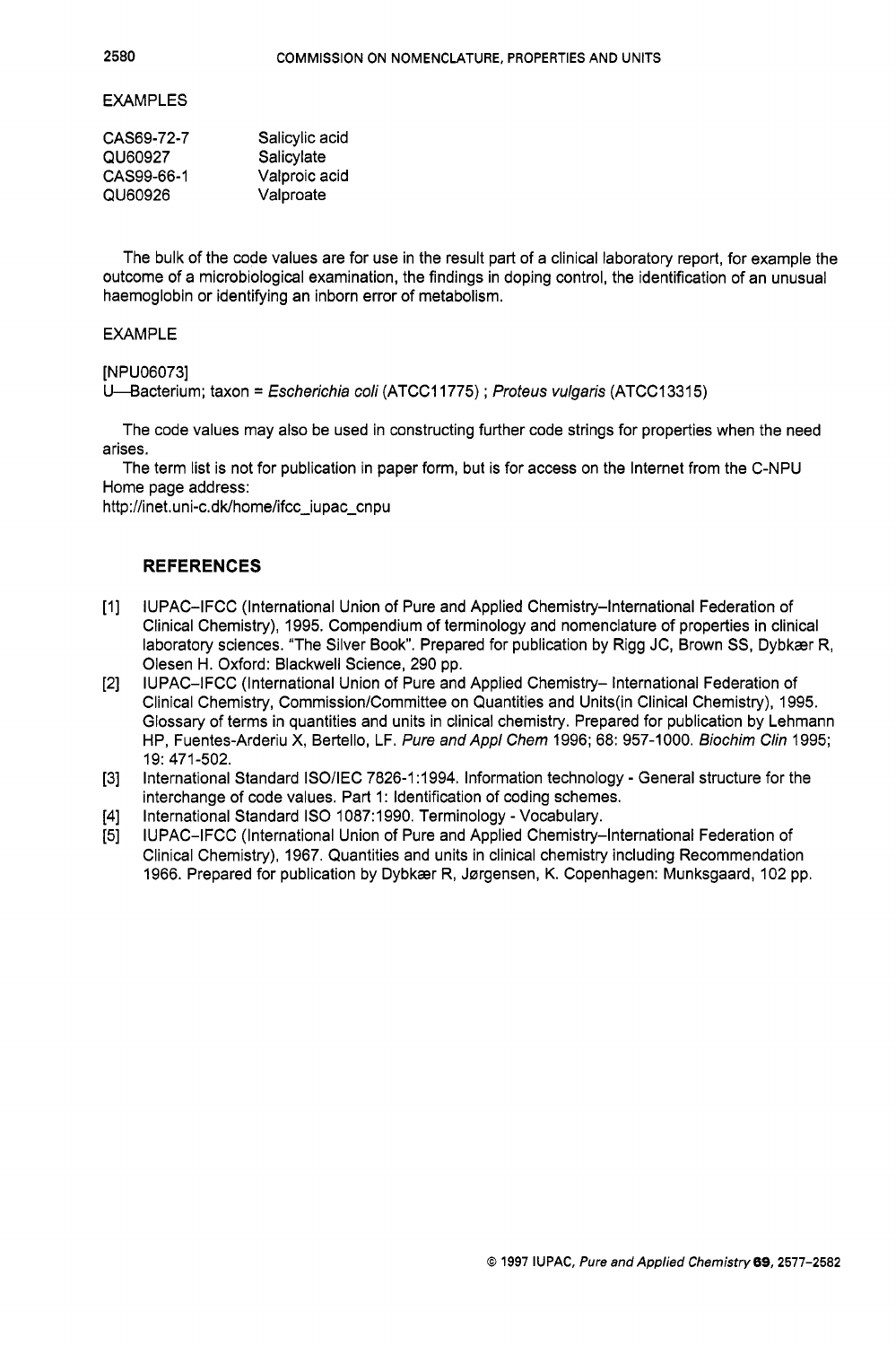EXAMPLES

| | |
|---|---|
| CAS69-72-7 | Salicylic acid |
| QU60927 | Salicylate |
| CAS99-66-1 | Valproic acid |
| QU60926 | Valproate |

The bulk of the code values are for use in the result part of a clinical laboratory report, for example the outcome of a microbiological examination, the findings in doping control, the identification of an unusual haemoglobin or identifying an inborn error of metabolism.

EXAMPLE

[NPU06073]
U—Bacterium; taxon = *Escherichia coli* (ATCC11775) ; *Proteus vulgaris* (ATCC13315)

The code values may also be used in constructing further code strings for properties when the need arises.

The term list is not for publication in paper form, but is for access on the Internet from the C-NPU Home page address:
http://inet.uni-c.dk/home/ifcc_iupac_cnpu

## REFERENCES

[1] IUPAC–IFCC (International Union of Pure and Applied Chemistry–International Federation of Clinical Chemistry), 1995. Compendium of terminology and nomenclature of properties in clinical laboratory sciences. "The Silver Book". Prepared for publication by Rigg JC, Brown SS, Dybkær R, Olesen H. Oxford: Blackwell Science, 290 pp.

[2] IUPAC–IFCC (International Union of Pure and Applied Chemistry– International Federation of Clinical Chemistry, Commission/Committee on Quantities and Units(in Clinical Chemistry), 1995. Glossary of terms in quantities and units in clinical chemistry. Prepared for publication by Lehmann HP, Fuentes-Arderiu X, Bertello, LF. *Pure and Appl Chem* 1996; 68: 957-1000. *Biochim Clin* 1995; 19: 471-502.

[3] International Standard ISO/IEC 7826-1:1994. Information technology - General structure for the interchange of code values. Part 1: Identification of coding schemes.

[4] International Standard ISO 1087:1990. Terminology - Vocabulary.

[5] IUPAC–IFCC (International Union of Pure and Applied Chemistry–International Federation of Clinical Chemistry), 1967. Quantities and units in clinical chemistry including Recommendation 1966. Prepared for publication by Dybkær R, Jørgensen, K. Copenhagen: Munksgaard, 102 pp.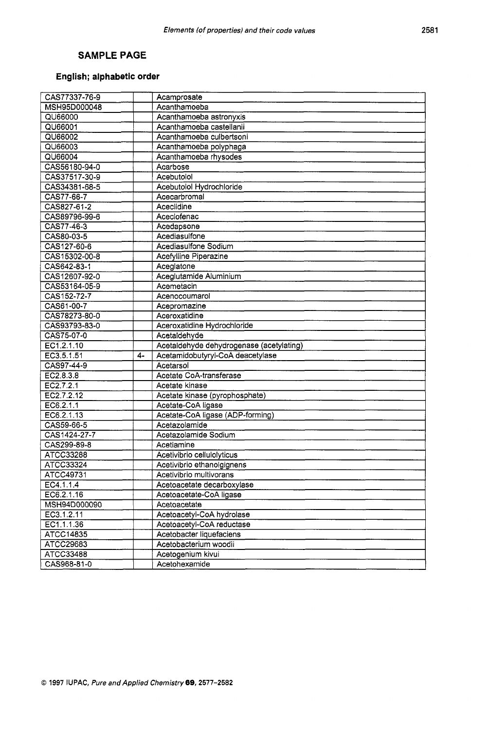## SAMPLE PAGE

### English; alphabetic order

| | | |
|---|---|---|
| CAS77337-76-9 | | Acamprosate |
| MSH95D000048 | | Acanthamoeba |
| QU66000 | | Acanthamoeba astronyxis |
| QU66001 | | Acanthamoeba castellanii |
| QU66002 | | Acanthamoeba culbertsoni |
| QU66003 | | Acanthamoeba polyphaga |
| QU66004 | | Acanthamoeba rhysodes |
| CAS56180-94-0 | | Acarbose |
| CAS37517-30-9 | | Acebutolol |
| CAS34381-68-5 | | Acebutolol Hydrochloride |
| CAS77-66-7 | | Acecarbromal |
| CAS827-61-2 | | Aceclidine |
| CAS89796-99-6 | | Aceclofenac |
| CAS77-46-3 | | Acedapsone |
| CAS80-03-5 | | Acediasulfone |
| CAS127-60-6 | | Acediasulfone Sodium |
| CAS15302-00-8 | | Acefylline Piperazine |
| CAS642-83-1 | | Aceglatone |
| CAS12607-92-0 | | Aceglutamide Aluminium |
| CAS53164-05-9 | | Acemetacin |
| CAS152-72-7 | | Acenocoumarol |
| CAS61-00-7 | | Acepromazine |
| CAS78273-80-0 | | Aceroxatidine |
| CAS93793-83-0 | | Aceroxatidine Hydrochloride |
| CAS75-07-0 | | Acetaldehyde |
| EC1.2.1.10 | | Acetaldehyde dehydrogenase (acetylating) |
| EC3.5.1.51 | 4- | Acetamidobutyryl-CoA deacetylase |
| CAS97-44-9 | | Acetarsol |
| EC2.8.3.8 | | Acetate CoA-transferase |
| EC2.7.2.1 | | Acetate kinase |
| EC2.7.2.12 | | Acetate kinase (pyrophosphate) |
| EC6.2.1.1 | | Acetate-CoA ligase |
| EC6.2.1.13 | | Acetate-CoA ligase (ADP-forming) |
| CAS59-66-5 | | Acetazolamide |
| CAS1424-27-7 | | Acetazolamide Sodium |
| CAS299-89-8 | | Acetiamine |
| ATCC33288 | | Acetivibrio cellulolyticus |
| ATCC33324 | | Acetivibrio ethanolgignens |
| ATCC49731 | | Acetivibrio multivorans |
| EC4.1.1.4 | | Acetoacetate decarboxylase |
| EC6.2.1.16 | | Acetoacetate-CoA ligase |
| MSH94D000090 | | Acetoacetate |
| EC3.1.2.11 | | Acetoacetyl-CoA hydrolase |
| EC1.1.1.36 | | Acetoacetyl-CoA reductase |
| ATCC14835 | | Acetobacter liquefaciens |
| ATCC29683 | | Acetobacterium woodii |
| ATCC33488 | | Acetogenium kivui |
| CAS968-81-0 | | Acetohexamide |

© 1997 IUPAC, *Pure and Applied Chemistry* **69**, 2577–2582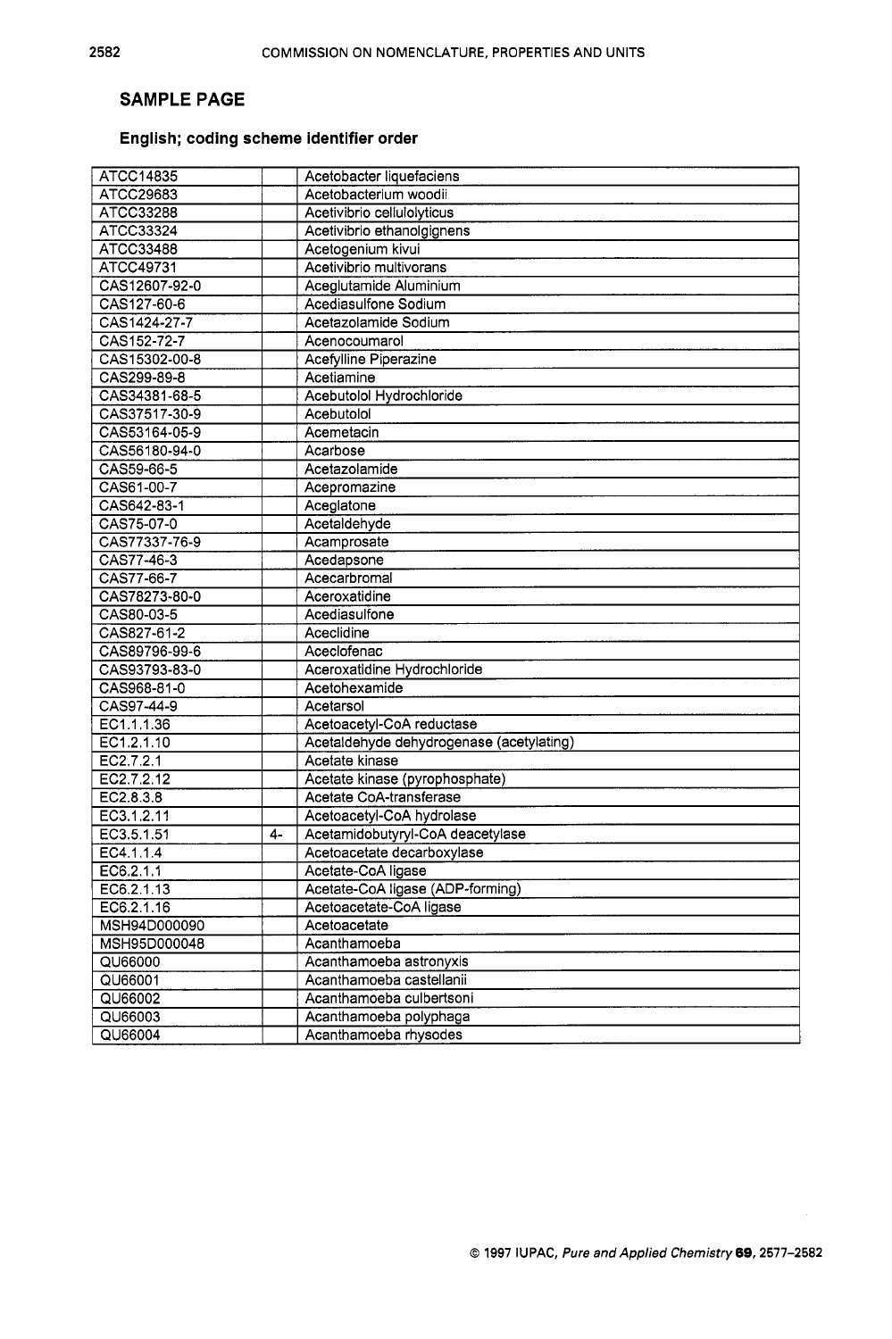## SAMPLE PAGE

### English; coding scheme identifier order

| | | |
|---|---|---|
| ATCC14835 | | Acetobacter liquefaciens |
| ATCC29683 | | Acetobacterium woodii |
| ATCC33288 | | Acetivibrio cellulolyticus |
| ATCC33324 | | Acetivibrio ethanolgignens |
| ATCC33488 | | Acetogenium kivui |
| ATCC49731 | | Acetivibrio multivorans |
| CAS12607-92-0 | | Aceglutamide Aluminium |
| CAS127-60-6 | | Acediasulfone Sodium |
| CAS1424-27-7 | | Acetazolamide Sodium |
| CAS152-72-7 | | Acenocoumarol |
| CAS15302-00-8 | | Acefylline Piperazine |
| CAS299-89-8 | | Acetiamine |
| CAS34381-68-5 | | Acebutolol Hydrochloride |
| CAS37517-30-9 | | Acebutolol |
| CAS53164-05-9 | | Acemetacin |
| CAS56180-94-0 | | Acarbose |
| CAS59-66-5 | | Acetazolamide |
| CAS61-00-7 | | Acepromazine |
| CAS642-83-1 | | Aceglatone |
| CAS75-07-0 | | Acetaldehyde |
| CAS77337-76-9 | | Acamprosate |
| CAS77-46-3 | | Acedapsone |
| CAS77-66-7 | | Acecarbromal |
| CAS78273-80-0 | | Aceroxatidine |
| CAS80-03-5 | | Acediasulfone |
| CAS827-61-2 | | Aceclidine |
| CAS89796-99-6 | | Aceclofenac |
| CAS93793-83-0 | | Aceroxatidine Hydrochloride |
| CAS968-81-0 | | Acetohexamide |
| CAS97-44-9 | | Acetarsol |
| EC1.1.1.36 | | Acetoacetyl-CoA reductase |
| EC1.2.1.10 | | Acetaldehyde dehydrogenase (acetylating) |
| EC2.7.2.1 | | Acetate kinase |
| EC2.7.2.12 | | Acetate kinase (pyrophosphate) |
| EC2.8.3.8 | | Acetate CoA-transferase |
| EC3.1.2.11 | | Acetoacetyl-CoA hydrolase |
| EC3.5.1.51 | 4- | Acetamidobutyryl-CoA deacetylase |
| EC4.1.1.4 | | Acetoacetate decarboxylase |
| EC6.2.1.1 | | Acetate-CoA ligase |
| EC6.2.1.13 | | Acetate-CoA ligase (ADP-forming) |
| EC6.2.1.16 | | Acetoacetate-CoA ligase |
| MSH94D000090 | | Acetoacetate |
| MSH95D000048 | | Acanthamoeba |
| QU66000 | | Acanthamoeba astronyxis |
| QU66001 | | Acanthamoeba castellanii |
| QU66002 | | Acanthamoeba culbertsoni |
| QU66003 | | Acanthamoeba polyphaga |
| QU66004 | | Acanthamoeba rhysodes |